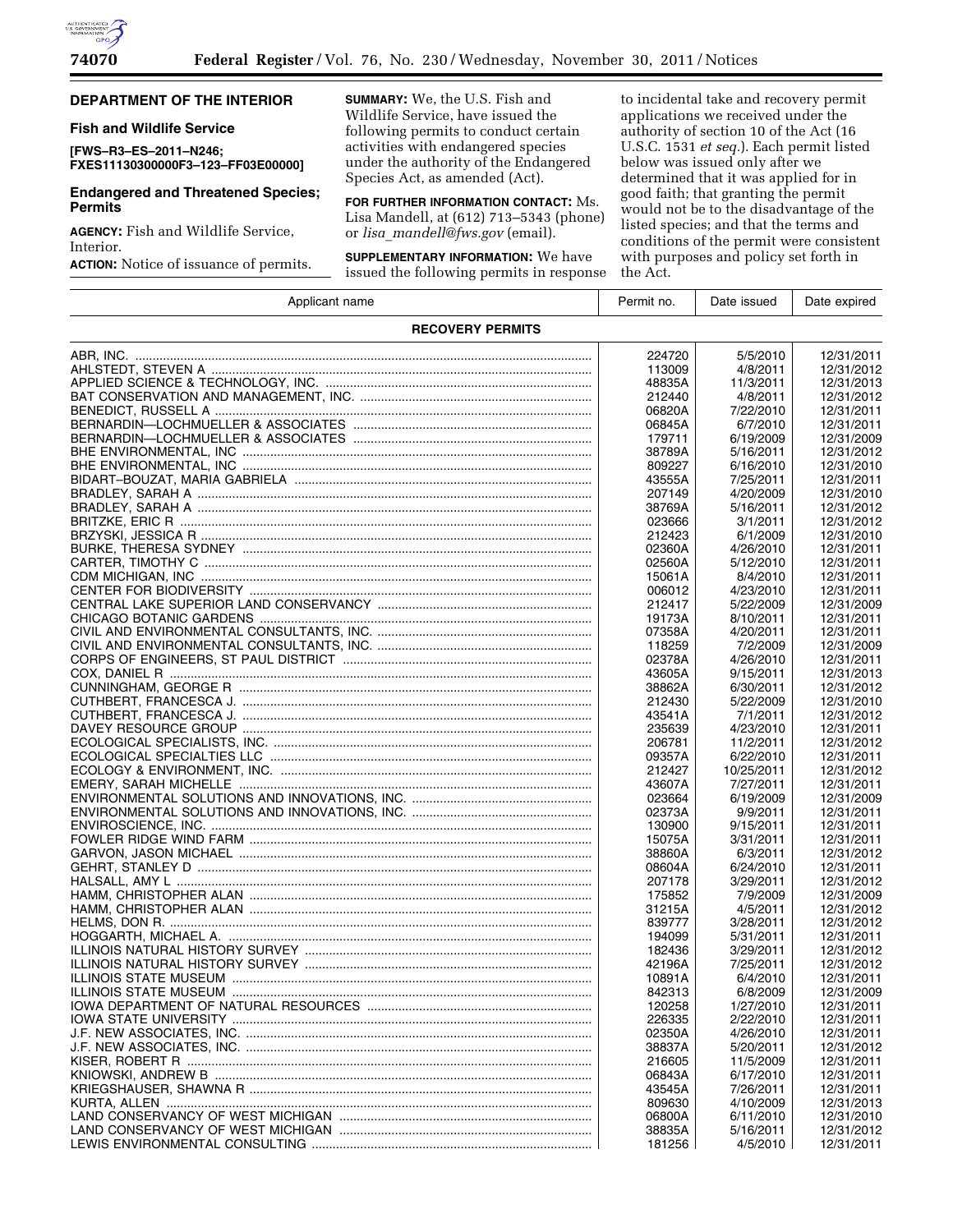## DEPARTMENT OF THE INTERIOR

### Fish and Wildlife Service

**[FWS–R3–ES–2011–N246; FXES11130300000F3–123–FF03E00000]**

### Endangered and Threatened Species; Permits

**AGENCY:** Fish and Wildlife Service, Interior.

**ACTION:** Notice of issuance of permits.

**SUMMARY:** We, the U.S. Fish and Wildlife Service, have issued the following permits to conduct certain activities with endangered species under the authority of the Endangered Species Act, as amended (Act).

**FOR FURTHER INFORMATION CONTACT:** Ms. Lisa Mandell, at (612) 713–5343 (phone) or *lisa_mandell@fws.gov* (email).

**SUPPLEMENTARY INFORMATION:** We have issued the following permits in response to incidental take and recovery permit applications we received under the authority of section 10 of the Act (16 U.S.C. 1531 *et seq.*). Each permit listed below was issued only after we determined that it was applied for in good faith; that granting the permit would not be to the disadvantage of the listed species; and that the terms and conditions of the permit were consistent with purposes and policy set forth in the Act.

| Applicant name | Permit no. | Date issued | Date expired |
|---|---|---|---|
| **RECOVERY PERMITS** | | | |
| ABR, INC. | 224720 | 5/5/2010 | 12/31/2011 |
| AHLSTEDT, STEVEN A | 113009 | 4/8/2011 | 12/31/2012 |
| APPLIED SCIENCE & TECHNOLOGY, INC. | 48835A | 11/3/2011 | 12/31/2013 |
| BAT CONSERVATION AND MANAGEMENT, INC. | 212440 | 4/8/2011 | 12/31/2012 |
| BENEDICT, RUSSELL A | 06820A | 7/22/2010 | 12/31/2011 |
| BERNARDIN—LOCHMUELLER & ASSOCIATES | 06845A | 6/7/2010 | 12/31/2011 |
| BERNARDIN—LOCHMUELLER & ASSOCIATES | 179711 | 6/19/2009 | 12/31/2009 |
| BHE ENVIRONMENTAL, INC | 38789A | 5/16/2011 | 12/31/2012 |
| BHE ENVIRONMENTAL, INC | 809227 | 6/16/2010 | 12/31/2010 |
| BIDART–BOUZAT, MARIA GABRIELA | 43555A | 7/25/2011 | 12/31/2011 |
| BRADLEY, SARAH A | 207149 | 4/20/2009 | 12/31/2010 |
| BRADLEY, SARAH A | 38769A | 5/16/2011 | 12/31/2012 |
| BRITZKE, ERIC R | 023666 | 3/1/2011 | 12/31/2012 |
| BRZYSKI, JESSICA R | 212423 | 6/1/2009 | 12/31/2010 |
| BURKE, THERESA SYDNEY | 02360A | 4/26/2010 | 12/31/2011 |
| CARTER, TIMOTHY C | 02560A | 5/12/2010 | 12/31/2011 |
| CDM MICHIGAN, INC | 15061A | 8/4/2010 | 12/31/2011 |
| CENTER FOR BIODIVERSITY | 006012 | 4/23/2010 | 12/31/2011 |
| CENTRAL LAKE SUPERIOR LAND CONSERVANCY | 212417 | 5/22/2009 | 12/31/2009 |
| CHICAGO BOTANIC GARDENS | 19173A | 8/10/2011 | 12/31/2011 |
| CIVIL AND ENVIRONMENTAL CONSULTANTS, INC. | 07358A | 4/20/2011 | 12/31/2011 |
| CIVIL AND ENVIRONMENTAL CONSULTANTS, INC. | 118259 | 7/2/2009 | 12/31/2009 |
| CORPS OF ENGINEERS, ST PAUL DISTRICT | 02378A | 4/26/2010 | 12/31/2011 |
| COX, DANIEL R | 43605A | 9/15/2011 | 12/31/2013 |
| CUNNINGHAM, GEORGE R | 38862A | 6/30/2011 | 12/31/2012 |
| CUTHBERT, FRANCESCA J. | 212430 | 5/22/2009 | 12/31/2010 |
| CUTHBERT, FRANCESCA J. | 43541A | 7/1/2011 | 12/31/2012 |
| DAVEY RESOURCE GROUP | 235639 | 4/23/2010 | 12/31/2011 |
| ECOLOGICAL SPECIALISTS, INC. | 206781 | 11/2/2011 | 12/31/2012 |
| ECOLOGICAL SPECIALTIES LLC | 09357A | 6/22/2010 | 12/31/2011 |
| ECOLOGY & ENVIRONMENT, INC. | 212427 | 10/25/2011 | 12/31/2012 |
| EMERY, SARAH MICHELLE | 43607A | 7/27/2011 | 12/31/2011 |
| ENVIRONMENTAL SOLUTIONS AND INNOVATIONS, INC. | 023664 | 6/19/2009 | 12/31/2009 |
| ENVIRONMENTAL SOLUTIONS AND INNOVATIONS, INC. | 02373A | 9/9/2011 | 12/31/2011 |
| ENVIROSCIENCE, INC. | 130900 | 9/15/2011 | 12/31/2011 |
| FOWLER RIDGE WIND FARM | 15075A | 3/31/2011 | 12/31/2011 |
| GARVON, JASON MICHAEL | 38860A | 6/3/2011 | 12/31/2012 |
| GEHRT, STANLEY D | 08604A | 6/24/2010 | 12/31/2011 |
| HALSALL, AMY L | 207178 | 3/29/2011 | 12/31/2012 |
| HAMM, CHRISTOPHER ALAN | 175852 | 7/9/2009 | 12/31/2009 |
| HAMM, CHRISTOPHER ALAN | 31215A | 4/5/2011 | 12/31/2012 |
| HELMS, DON R. | 839777 | 3/28/2011 | 12/31/2012 |
| HOGGARTH, MICHAEL A. | 194099 | 5/31/2011 | 12/31/2011 |
| ILLINOIS NATURAL HISTORY SURVEY | 182436 | 3/29/2011 | 12/31/2012 |
| ILLINOIS NATURAL HISTORY SURVEY | 42196A | 7/25/2011 | 12/31/2012 |
| ILLINOIS STATE MUSEUM | 10891A | 6/4/2010 | 12/31/2011 |
| ILLINOIS STATE MUSEUM | 842313 | 6/8/2009 | 12/31/2009 |
| IOWA DEPARTMENT OF NATURAL RESOURCES | 120258 | 1/27/2010 | 12/31/2011 |
| IOWA STATE UNIVERSITY | 226335 | 2/22/2010 | 12/31/2011 |
| J.F. NEW ASSOCIATES, INC. | 02350A | 4/26/2010 | 12/31/2011 |
| J.F. NEW ASSOCIATES, INC. | 38837A | 5/20/2011 | 12/31/2012 |
| KISER, ROBERT R | 216605 | 11/5/2009 | 12/31/2011 |
| KNIOWSKI, ANDREW B | 06843A | 6/17/2010 | 12/31/2011 |
| KRIEGSHAUSER, SHAWNA R | 43545A | 7/26/2011 | 12/31/2011 |
| KURTA, ALLEN | 809630 | 4/10/2009 | 12/31/2013 |
| LAND CONSERVANCY OF WEST MICHIGAN | 06800A | 6/11/2010 | 12/31/2010 |
| LAND CONSERVANCY OF WEST MICHIGAN | 38835A | 5/16/2011 | 12/31/2012 |
| LEWIS ENVIRONMENTAL CONSULTING | 181256 | 4/5/2010 | 12/31/2011 |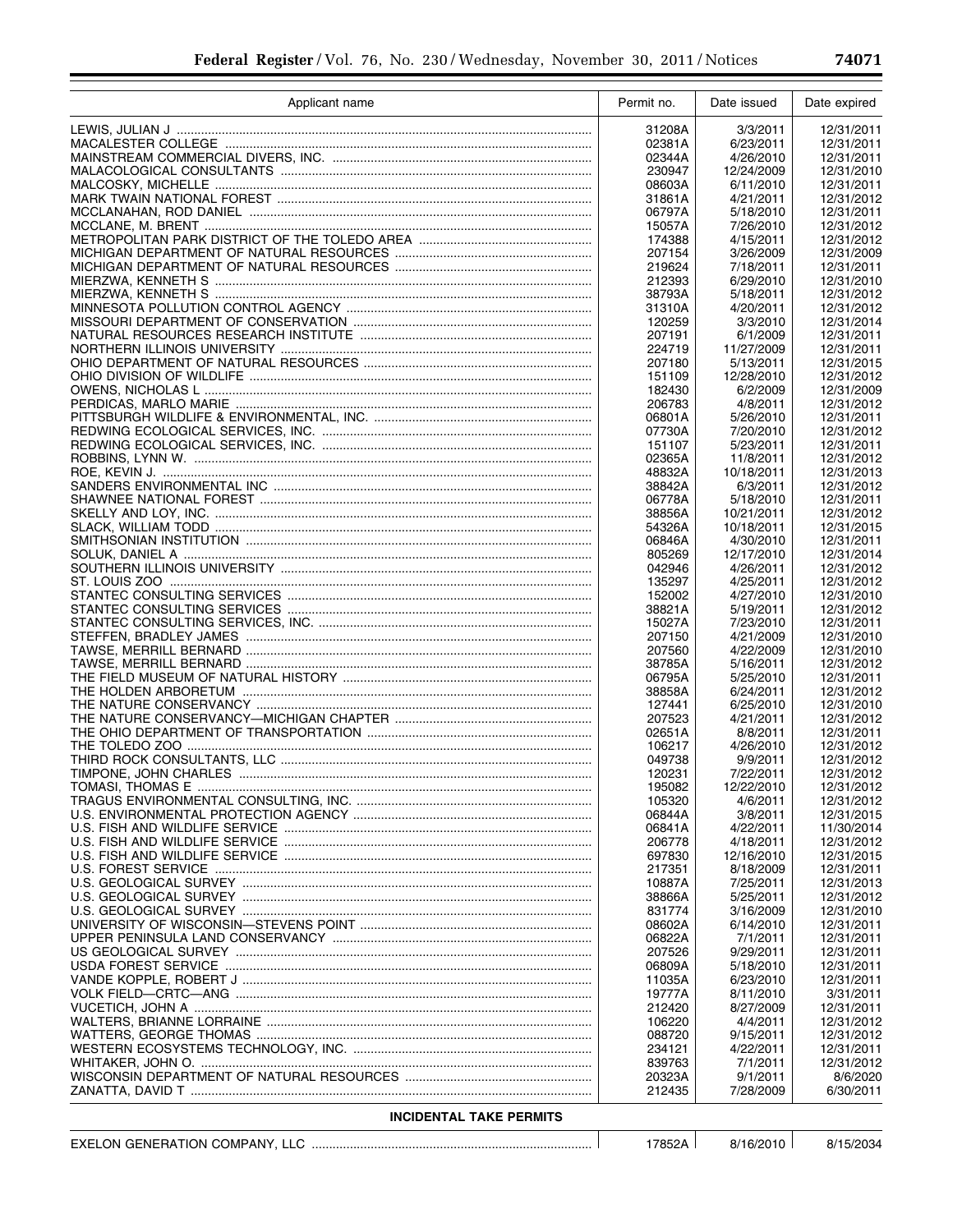| Applicant name | Permit no. | Date issued | Date expired |
|---|---|---|---|
| LEWIS, JULIAN J | 31208A | 3/3/2011 | 12/31/2011 |
| MACALESTER COLLEGE | 02381A | 6/23/2011 | 12/31/2011 |
| MAINSTREAM COMMERCIAL DIVERS, INC. | 02344A | 4/26/2010 | 12/31/2011 |
| MALACOLOGICAL CONSULTANTS | 230947 | 12/24/2009 | 12/31/2010 |
| MALCOSKY, MICHELLE | 08603A | 6/11/2010 | 12/31/2011 |
| MARK TWAIN NATIONAL FOREST | 31861A | 4/21/2011 | 12/31/2012 |
| MCCLANAHAN, ROD DANIEL | 06797A | 5/18/2010 | 12/31/2011 |
| MCCLANE, M. BRENT | 15057A | 7/26/2010 | 12/31/2012 |
| METROPOLITAN PARK DISTRICT OF THE TOLEDO AREA | 174388 | 4/15/2011 | 12/31/2012 |
| MICHIGAN DEPARTMENT OF NATURAL RESOURCES | 207154 | 3/26/2009 | 12/31/2009 |
| MICHIGAN DEPARTMENT OF NATURAL RESOURCES | 219624 | 7/18/2011 | 12/31/2011 |
| MIERZWA, KENNETH S | 212393 | 6/29/2010 | 12/31/2010 |
| MIERZWA, KENNETH S | 38793A | 5/18/2011 | 12/31/2012 |
| MINNESOTA POLLUTION CONTROL AGENCY | 31310A | 4/20/2011 | 12/31/2012 |
| MISSOURI DEPARTMENT OF CONSERVATION | 120259 | 3/3/2010 | 12/31/2014 |
| NATURAL RESOURCES RESEARCH INSTITUTE | 207191 | 6/1/2009 | 12/31/2011 |
| NORTHERN ILLINOIS UNIVERSITY | 224719 | 11/27/2009 | 12/31/2011 |
| OHIO DEPARTMENT OF NATURAL RESOURCES | 207180 | 5/13/2011 | 12/31/2015 |
| OHIO DIVISION OF WILDLIFE | 151109 | 12/28/2010 | 12/31/2012 |
| OWENS, NICHOLAS L | 182430 | 6/2/2009 | 12/31/2009 |
| PERDICAS, MARLO MARIE | 206783 | 4/8/2011 | 12/31/2012 |
| PITTSBURGH WILDLIFE & ENVIRONMENTAL, INC. | 06801A | 5/26/2010 | 12/31/2011 |
| REDWING ECOLOGICAL SERVICES, INC. | 07730A | 7/20/2010 | 12/31/2012 |
| REDWING ECOLOGICAL SERVICES, INC. | 151107 | 5/23/2011 | 12/31/2011 |
| ROBBINS, LYNN W. | 02365A | 11/8/2011 | 12/31/2012 |
| ROE, KEVIN J. | 48832A | 10/18/2011 | 12/31/2013 |
| SANDERS ENVIRONMENTAL INC | 38842A | 6/3/2011 | 12/31/2012 |
| SHAWNEE NATIONAL FOREST | 06778A | 5/18/2010 | 12/31/2011 |
| SKELLY AND LOY, INC. | 38856A | 10/21/2011 | 12/31/2012 |
| SLACK, WILLIAM TODD | 54326A | 10/18/2011 | 12/31/2015 |
| SMITHSONIAN INSTITUTION | 06846A | 4/30/2010 | 12/31/2011 |
| SOLUK, DANIEL A | 805269 | 12/17/2010 | 12/31/2014 |
| SOUTHERN ILLINOIS UNIVERSITY | 042946 | 4/26/2011 | 12/31/2012 |
| ST. LOUIS ZOO | 135297 | 4/25/2011 | 12/31/2012 |
| STANTEC CONSULTING SERVICES | 152002 | 4/27/2010 | 12/31/2010 |
| STANTEC CONSULTING SERVICES | 38821A | 5/19/2011 | 12/31/2012 |
| STANTEC CONSULTING SERVICES, INC. | 15027A | 7/23/2010 | 12/31/2011 |
| STEFFEN, BRADLEY JAMES | 207150 | 4/21/2009 | 12/31/2010 |
| TAWSE, MERRILL BERNARD | 207560 | 4/22/2009 | 12/31/2010 |
| TAWSE, MERRILL BERNARD | 38785A | 5/16/2011 | 12/31/2012 |
| THE FIELD MUSEUM OF NATURAL HISTORY | 06795A | 5/25/2010 | 12/31/2011 |
| THE HOLDEN ARBORETUM | 38858A | 6/24/2011 | 12/31/2012 |
| THE NATURE CONSERVANCY | 127441 | 6/25/2010 | 12/31/2010 |
| THE NATURE CONSERVANCY—MICHIGAN CHAPTER | 207523 | 4/21/2011 | 12/31/2012 |
| THE OHIO DEPARTMENT OF TRANSPORTATION | 02651A | 8/8/2011 | 12/31/2011 |
| THE TOLEDO ZOO | 106217 | 4/26/2010 | 12/31/2012 |
| THIRD ROCK CONSULTANTS, LLC | 049738 | 9/9/2011 | 12/31/2012 |
| TIMPONE, JOHN CHARLES | 120231 | 7/22/2011 | 12/31/2012 |
| TOMASI, THOMAS E | 195082 | 12/22/2010 | 12/31/2012 |
| TRAGUS ENVIRONMENTAL CONSULTING, INC. | 105320 | 4/6/2011 | 12/31/2012 |
| U.S. ENVIRONMENTAL PROTECTION AGENCY | 06844A | 3/8/2011 | 12/31/2015 |
| U.S. FISH AND WILDLIFE SERVICE | 06841A | 4/22/2011 | 11/30/2014 |
| U.S. FISH AND WILDLIFE SERVICE | 206778 | 4/18/2011 | 12/31/2012 |
| U.S. FISH AND WILDLIFE SERVICE | 697830 | 12/16/2010 | 12/31/2015 |
| U.S. FOREST SERVICE | 217351 | 8/18/2009 | 12/31/2011 |
| U.S. GEOLOGICAL SURVEY | 10887A | 7/25/2011 | 12/31/2013 |
| U.S. GEOLOGICAL SURVEY | 38866A | 5/25/2011 | 12/31/2012 |
| U.S. GEOLOGICAL SURVEY | 831774 | 3/16/2009 | 12/31/2010 |
| UNIVERSITY OF WISCONSIN—STEVENS POINT | 08602A | 6/14/2010 | 12/31/2011 |
| UPPER PENINSULA LAND CONSERVANCY | 06822A | 7/1/2011 | 12/31/2011 |
| US GEOLOGICAL SURVEY | 207526 | 9/29/2011 | 12/31/2011 |
| USDA FOREST SERVICE | 06809A | 5/18/2010 | 12/31/2011 |
| VANDE KOPPLE, ROBERT J | 11035A | 6/23/2010 | 12/31/2011 |
| VOLK FIELD—CRTC—ANG | 19777A | 8/11/2010 | 3/31/2011 |
| VUCETICH, JOHN A | 212420 | 8/27/2009 | 12/31/2011 |
| WALTERS, BRIANNE LORRAINE | 106220 | 4/4/2011 | 12/31/2012 |
| WATTERS, GEORGE THOMAS | 088720 | 9/15/2011 | 12/31/2012 |
| WESTERN ECOSYSTEMS TECHNOLOGY, INC. | 234121 | 4/22/2011 | 12/31/2011 |
| WHITAKER, JOHN O. | 839763 | 7/1/2011 | 12/31/2012 |
| WISCONSIN DEPARTMENT OF NATURAL RESOURCES | 20323A | 9/1/2011 | 8/6/2020 |
| ZANATTA, DAVID T | 212435 | 7/28/2009 | 6/30/2011 |
| **INCIDENTAL TAKE PERMITS** | | | |
| EXELON GENERATION COMPANY, LLC | 17852A | 8/16/2010 | 8/15/2034 |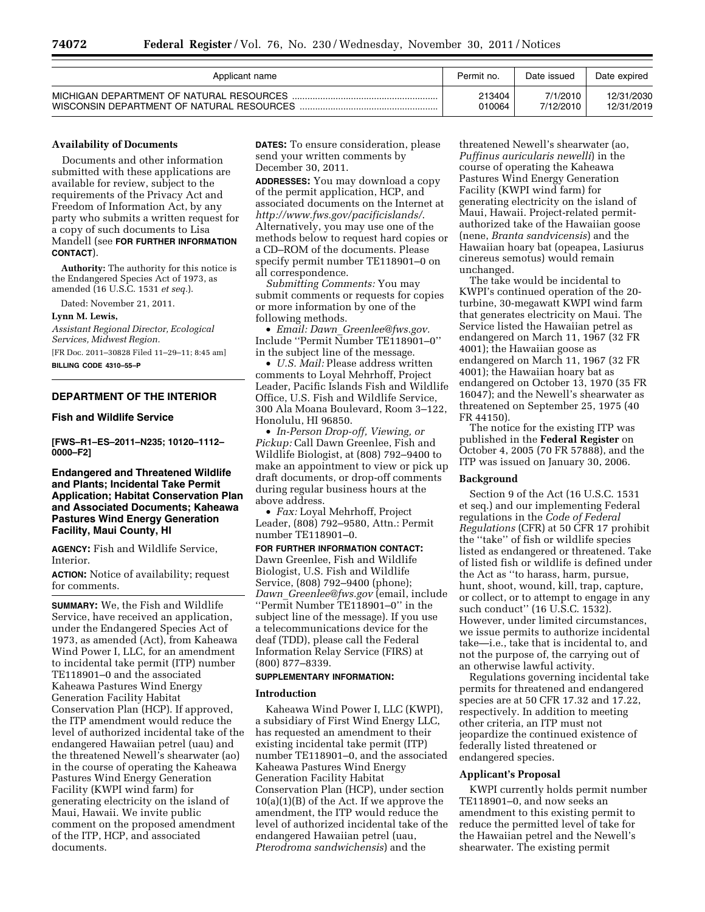| Applicant name | Permit no. | Date issued | Date expired |
|---|---|---|---|
| MICHIGAN DEPARTMENT OF NATURAL RESOURCES | 213404 | 7/1/2010 | 12/31/2030 |
| WISCONSIN DEPARTMENT OF NATURAL RESOURCES | 010064 | 7/12/2010 | 12/31/2019 |

**Availability of Documents**

Documents and other information submitted with these applications are available for review, subject to the requirements of the Privacy Act and Freedom of Information Act, by any party who submits a written request for a copy of such documents to Lisa Mandell (see **FOR FURTHER INFORMATION CONTACT**).

**Authority:** The authority for this notice is the Endangered Species Act of 1973, as amended (16 U.S.C. 1531 *et seq.*).

Dated: November 21, 2011.

**Lynn M. Lewis,**

*Assistant Regional Director, Ecological Services, Midwest Region.*

[FR Doc. 2011–30828 Filed 11–29–11; 8:45 am]

**BILLING CODE 4310–55–P**

---

## DEPARTMENT OF THE INTERIOR

### Fish and Wildlife Service

**[FWS–R1–ES–2011–N235; 10120–1112–0000–F2]**

### Endangered and Threatened Wildlife and Plants; Incidental Take Permit Application; Habitat Conservation Plan and Associated Documents; Kaheawa Pastures Wind Energy Generation Facility, Maui County, HI

**AGENCY:** Fish and Wildlife Service, Interior.

**ACTION:** Notice of availability; request for comments.

**SUMMARY:** We, the Fish and Wildlife Service, have received an application, under the Endangered Species Act of 1973, as amended (Act), from Kaheawa Wind Power I, LLC, for an amendment to incidental take permit (ITP) number TE118901–0 and the associated Kaheawa Pastures Wind Energy Generation Facility Habitat Conservation Plan (HCP). If approved, the ITP amendment would reduce the level of authorized incidental take of the endangered Hawaiian petrel (uau) and the threatened Newell's shearwater (ao) in the course of operating the Kaheawa Pastures Wind Energy Generation Facility (KWPI wind farm) for generating electricity on the island of Maui, Hawaii. We invite public comment on the proposed amendment of the ITP, HCP, and associated documents.

**DATES:** To ensure consideration, please send your written comments by December 30, 2011.

**ADDRESSES:** You may download a copy of the permit application, HCP, and associated documents on the Internet at *http://www.fws.gov/pacificislands/*. Alternatively, you may use one of the methods below to request hard copies or a CD–ROM of the documents. Please specify permit number TE118901–0 on all correspondence.

*Submitting Comments:* You may submit comments or requests for copies or more information by one of the following methods.

• *Email: Dawn_Greenlee@fws.gov.* Include ''Permit Number TE118901–0'' in the subject line of the message.

• *U.S. Mail:* Please address written comments to Loyal Mehrhoff, Project Leader, Pacific Islands Fish and Wildlife Office, U.S. Fish and Wildlife Service, 300 Ala Moana Boulevard, Room 3–122, Honolulu, HI 96850.

• *In-Person Drop-off, Viewing, or Pickup:* Call Dawn Greenlee, Fish and Wildlife Biologist, at (808) 792–9400 to make an appointment to view or pick up draft documents, or drop-off comments during regular business hours at the above address.

• *Fax:* Loyal Mehrhoff, Project Leader, (808) 792–9580, Attn.: Permit number TE118901–0.

**FOR FURTHER INFORMATION CONTACT:** Dawn Greenlee, Fish and Wildlife Biologist, U.S. Fish and Wildlife Service, (808) 792–9400 (phone); *Dawn_Greenlee@fws.gov* (email, include ''Permit Number TE118901–0'' in the subject line of the message). If you use a telecommunications device for the deaf (TDD), please call the Federal Information Relay Service (FIRS) at (800) 877–8339.

**SUPPLEMENTARY INFORMATION:**

**Introduction**

Kaheawa Wind Power I, LLC (KWPI), a subsidiary of First Wind Energy LLC, has requested an amendment to their existing incidental take permit (ITP) number TE118901–0, and the associated Kaheawa Pastures Wind Energy Generation Facility Habitat Conservation Plan (HCP), under section 10(a)(1)(B) of the Act. If we approve the amendment, the ITP would reduce the level of authorized incidental take of the endangered Hawaiian petrel (uau, *Pterodroma sandwichensis*) and the threatened Newell's shearwater (ao, *Puffinus auricularis newelli*) in the course of operating the Kaheawa Pastures Wind Energy Generation Facility (KWPI wind farm) for generating electricity on the island of Maui, Hawaii. Project-related permit-authorized take of the Hawaiian goose (nene, *Branta sandvicensis*) and the Hawaiian hoary bat (opeapea, Lasiurus cinereus semotus) would remain unchanged.

The take would be incidental to KWPI's continued operation of the 20-turbine, 30-megawatt KWPI wind farm that generates electricity on Maui. The Service listed the Hawaiian petrel as endangered on March 11, 1967 (32 FR 4001); the Hawaiian goose as endangered on March 11, 1967 (32 FR 4001); the Hawaiian hoary bat as endangered on October 13, 1970 (35 FR 16047); and the Newell's shearwater as threatened on September 25, 1975 (40 FR 44150).

The notice for the existing ITP was published in the **Federal Register** on October 4, 2005 (70 FR 57888), and the ITP was issued on January 30, 2006.

**Background**

Section 9 of the Act (16 U.S.C. 1531 et seq.) and our implementing Federal regulations in the *Code of Federal Regulations* (CFR) at 50 CFR 17 prohibit the ''take'' of fish or wildlife species listed as endangered or threatened. Take of listed fish or wildlife is defined under the Act as ''to harass, harm, pursue, hunt, shoot, wound, kill, trap, capture, or collect, or to attempt to engage in any such conduct'' (16 U.S.C. 1532). However, under limited circumstances, we issue permits to authorize incidental take—i.e., take that is incidental to, and not the purpose of, the carrying out of an otherwise lawful activity.

Regulations governing incidental take permits for threatened and endangered species are at 50 CFR 17.32 and 17.22, respectively. In addition to meeting other criteria, an ITP must not jeopardize the continued existence of federally listed threatened or endangered species.

**Applicant's Proposal**

KWPI currently holds permit number TE118901–0, and now seeks an amendment to this existing permit to reduce the permitted level of take for the Hawaiian petrel and the Newell's shearwater. The existing permit